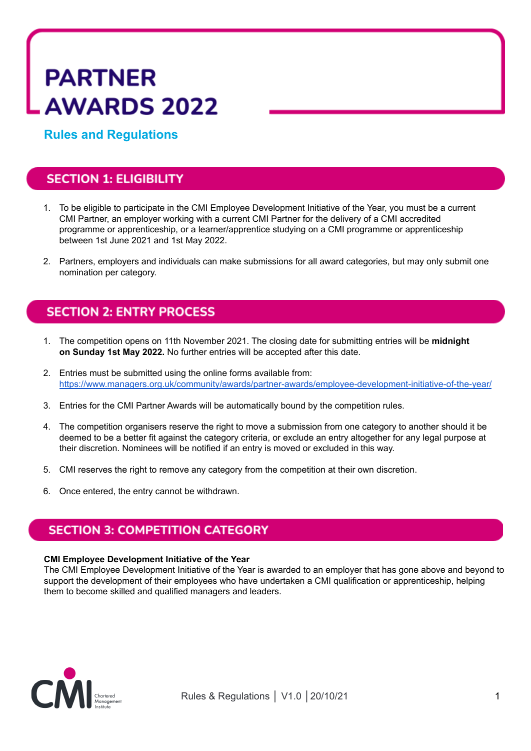# PARTNER AWARDS 2022

## Rules and Regulations

## SECTION 1: ELIGIBILITY

1. To be eligible to participate in the CMI Employee Development Initiative of the Year, you must be a current CMI Partner, an employer working with a current CMI Partner for the delivery of a CMI accredited programme or apprenticeship, or a learner/apprentice studying on a CMI programme or apprenticeship between 1st June 2021 and 1st May 2022.

2. Partners, employers and individuals can make submissions for all award categories, but may only submit one nomination per category.

## SECTION 2: ENTRY PROCESS

1. The competition opens on 11th November 2021. The closing date for submitting entries will be **midnight on Sunday 1st May 2022.** No further entries will be accepted after this date.

2. Entries must be submitted using the online forms available from: https://www.managers.org.uk/community/awards/partner-awards/employee-development-initiative-of-the-year/

3. Entries for the CMI Partner Awards will be automatically bound by the competition rules.

4. The competition organisers reserve the right to move a submission from one category to another should it be deemed to be a better fit against the category criteria, or exclude an entry altogether for any legal purpose at their discretion. Nominees will be notified if an entry is moved or excluded in this way.

5. CMI reserves the right to remove any category from the competition at their own discretion.

6. Once entered, the entry cannot be withdrawn.

## SECTION 3: COMPETITION CATEGORY

**CMI Employee Development Initiative of the Year**
The CMI Employee Development Initiative of the Year is awarded to an employer that has gone above and beyond to support the development of their employees who have undertaken a CMI qualification or apprenticeship, helping them to become skilled and qualified managers and leaders.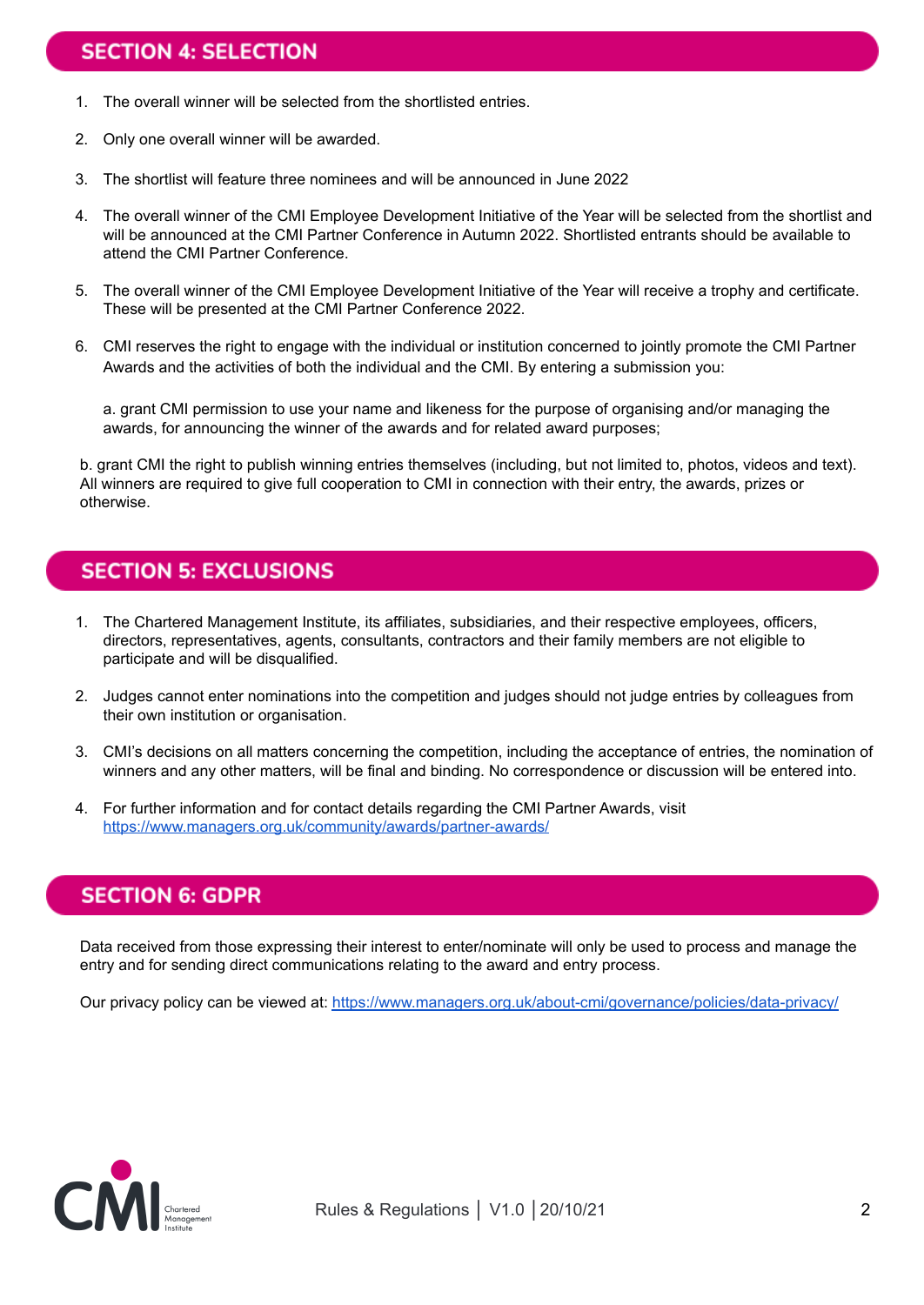## SECTION 4: SELECTION

1. The overall winner will be selected from the shortlisted entries.
2. Only one overall winner will be awarded.
3. The shortlist will feature three nominees and will be announced in June 2022
4. The overall winner of the CMI Employee Development Initiative of the Year will be selected from the shortlist and will be announced at the CMI Partner Conference in Autumn 2022. Shortlisted entrants should be available to attend the CMI Partner Conference.
5. The overall winner of the CMI Employee Development Initiative of the Year will receive a trophy and certificate. These will be presented at the CMI Partner Conference 2022.
6. CMI reserves the right to engage with the individual or institution concerned to jointly promote the CMI Partner Awards and the activities of both the individual and the CMI. By entering a submission you:

   a. grant CMI permission to use your name and likeness for the purpose of organising and/or managing the awards, for announcing the winner of the awards and for related award purposes;

b. grant CMI the right to publish winning entries themselves (including, but not limited to, photos, videos and text). All winners are required to give full cooperation to CMI in connection with their entry, the awards, prizes or otherwise.

## SECTION 5: EXCLUSIONS

1. The Chartered Management Institute, its affiliates, subsidiaries, and their respective employees, officers, directors, representatives, agents, consultants, contractors and their family members are not eligible to participate and will be disqualified.
2. Judges cannot enter nominations into the competition and judges should not judge entries by colleagues from their own institution or organisation.
3. CMI's decisions on all matters concerning the competition, including the acceptance of entries, the nomination of winners and any other matters, will be final and binding. No correspondence or discussion will be entered into.
4. For further information and for contact details regarding the CMI Partner Awards, visit https://www.managers.org.uk/community/awards/partner-awards/

## SECTION 6: GDPR

Data received from those expressing their interest to enter/nominate will only be used to process and manage the entry and for sending direct communications relating to the award and entry process.

Our privacy policy can be viewed at: https://www.managers.org.uk/about-cmi/governance/policies/data-privacy/